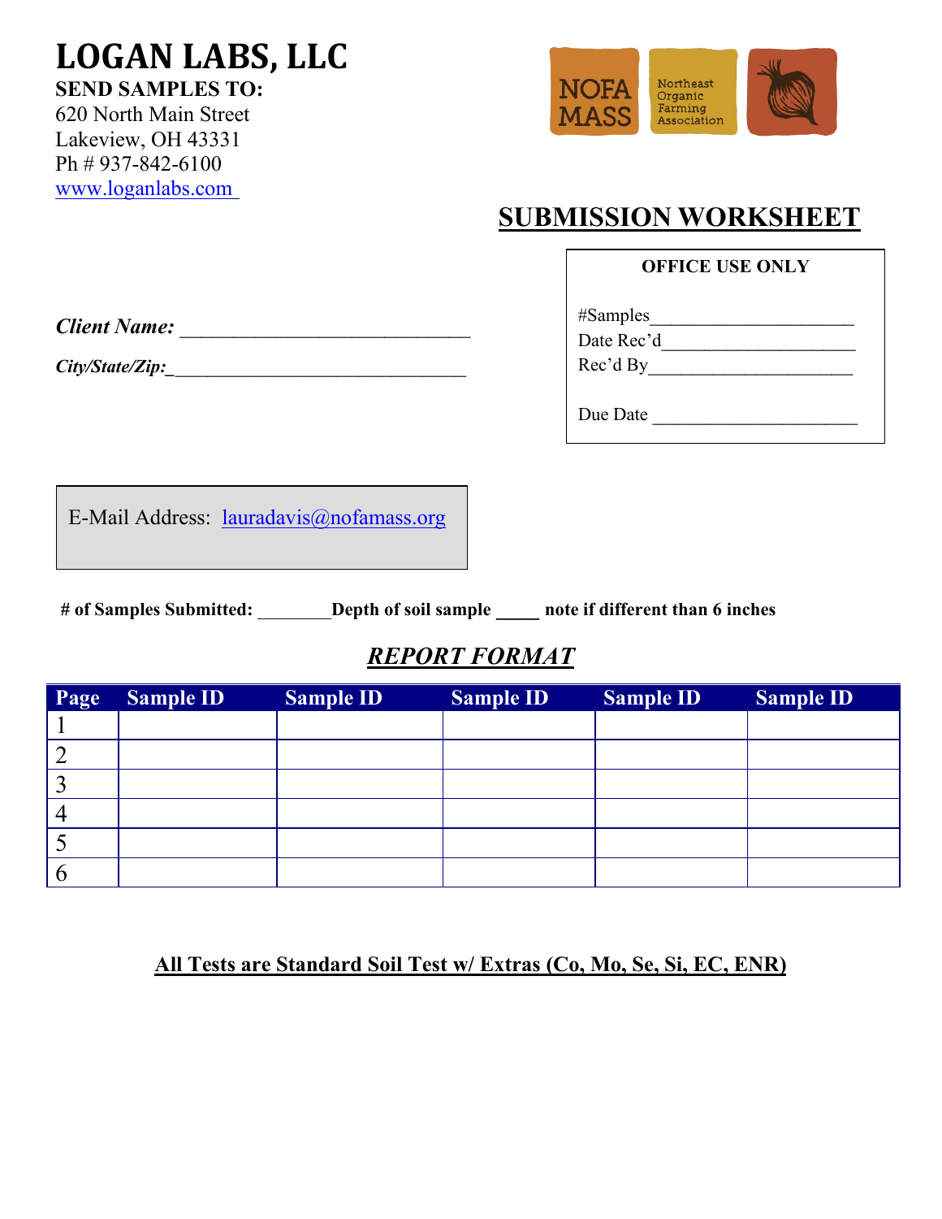# LOGAN LABS, LLC

**SEND SAMPLES TO:**
620 North Main Street
Lakeview, OH 43331
Ph # 937-842-6100
www.loganlabs.com

NOFA MASS Northeast Organic Farming Association

## SUBMISSION WORKSHEET

**OFFICE USE ONLY**

#Samples______________________
Date Rec'd_____________________
Rec'd By______________________

Due Date ______________________

***Client Name:*** ______________________________

***City/State/Zip:***_________________________________

E-Mail Address: lauradavis@nofamass.org

**# of Samples Submitted: ________Depth of soil sample _____ note if different than 6 inches**

## ***REPORT FORMAT***

| Page | Sample ID | Sample ID | Sample ID | Sample ID | Sample ID |
|---|---|---|---|---|---|
| 1 | | | | | |
| 2 | | | | | |
| 3 | | | | | |
| 4 | | | | | |
| 5 | | | | | |
| 6 | | | | | |

**All Tests are Standard Soil Test w/ Extras (Co, Mo, Se, Si, EC, ENR)**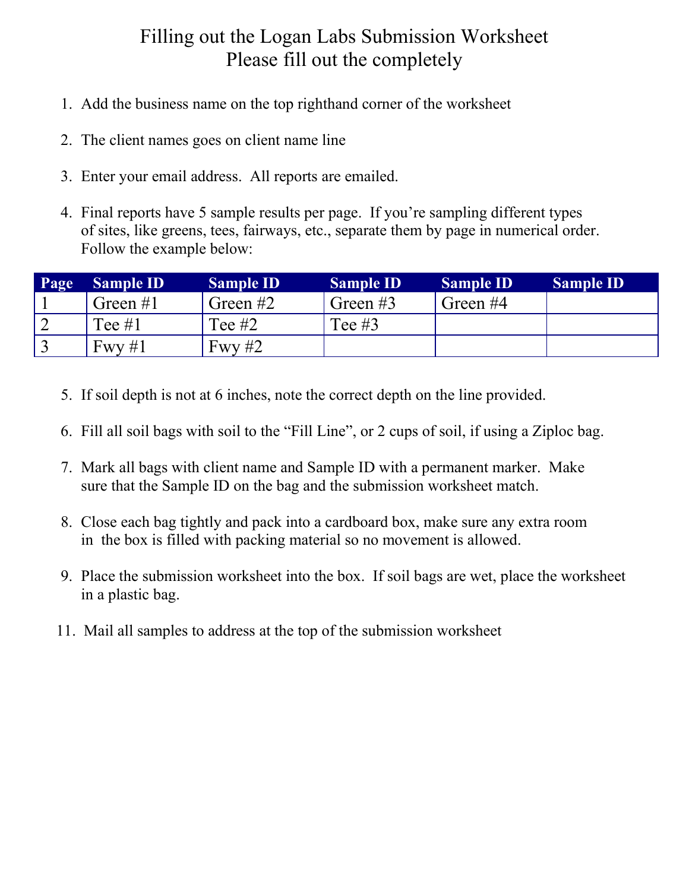# Filling out the Logan Labs Submission Worksheet
## Please fill out the completely

1. Add the business name on the top righthand corner of the worksheet
2. The client names goes on client name line
3. Enter your email address. All reports are emailed.
4. Final reports have 5 sample results per page. If you're sampling different types of sites, like greens, tees, fairways, etc., separate them by page in numerical order. Follow the example below:

| Page | Sample ID | Sample ID | Sample ID | Sample ID | Sample ID |
|---|---|---|---|---|---|
| 1 | Green #1 | Green #2 | Green #3 | Green #4 | |
| 2 | Tee #1 | Tee #2 | Tee #3 | | |
| 3 | Fwy #1 | Fwy #2 | | | |

5. If soil depth is not at 6 inches, note the correct depth on the line provided.
6. Fill all soil bags with soil to the "Fill Line", or 2 cups of soil, if using a Ziploc bag.
7. Mark all bags with client name and Sample ID with a permanent marker. Make sure that the Sample ID on the bag and the submission worksheet match.
8. Close each bag tightly and pack into a cardboard box, make sure any extra room in the box is filled with packing material so no movement is allowed.
9. Place the submission worksheet into the box. If soil bags are wet, place the worksheet in a plastic bag.

11. Mail all samples to address at the top of the submission worksheet